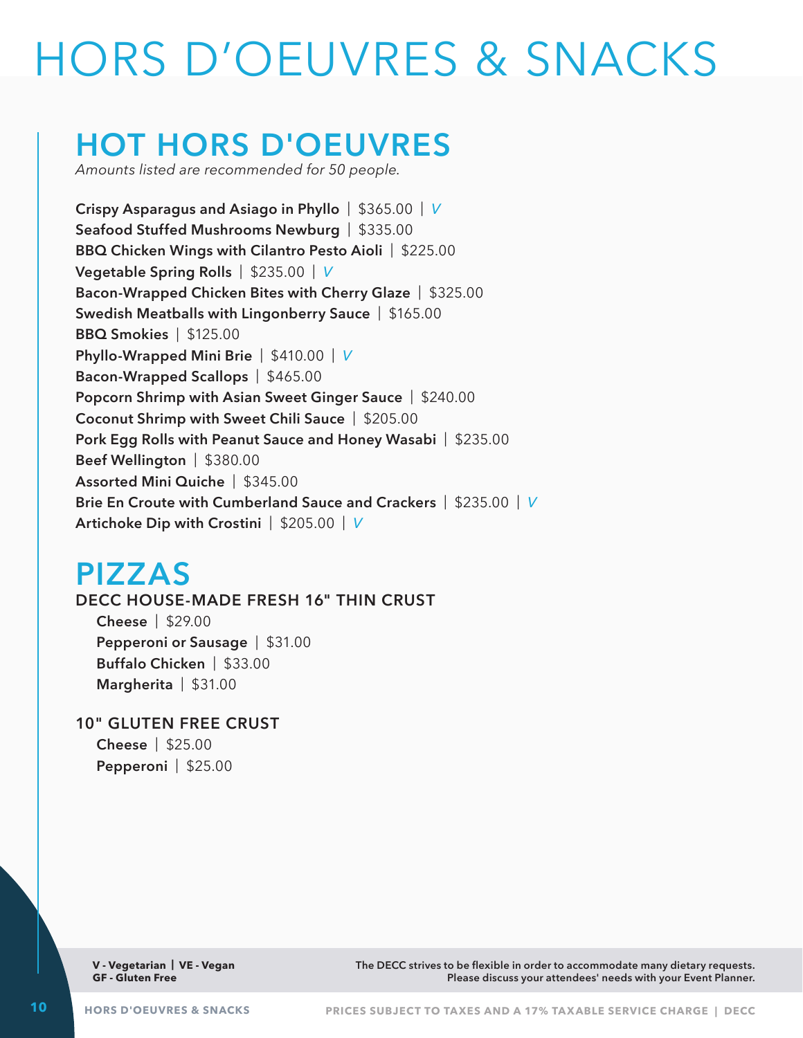# HORS D'OEUVRES & SNACKS

## HOT HORS D'OEUVRES

*Amounts listed are recommended for 50 people.*

**Crispy Asparagus and Asiago in Phyllo** | $365.00 | *V*
**Seafood Stuffed Mushrooms Newburg** | $335.00
**BBQ Chicken Wings with Cilantro Pesto Aioli** | $225.00
**Vegetable Spring Rolls** | $235.00 | *V*
**Bacon-Wrapped Chicken Bites with Cherry Glaze** | $325.00
**Swedish Meatballs with Lingonberry Sauce** | $165.00
**BBQ Smokies** | $125.00
**Phyllo-Wrapped Mini Brie** | $410.00 | *V*
**Bacon-Wrapped Scallops** | $465.00
**Popcorn Shrimp with Asian Sweet Ginger Sauce** | $240.00
**Coconut Shrimp with Sweet Chili Sauce** | $205.00
**Pork Egg Rolls with Peanut Sauce and Honey Wasabi** | $235.00
**Beef Wellington** | $380.00
**Assorted Mini Quiche** | $345.00
**Brie En Croute with Cumberland Sauce and Crackers** | $235.00 | *V*
**Artichoke Dip with Crostini** | $205.00 | *V*

## PIZZAS

### DECC HOUSE-MADE FRESH 16" THIN CRUST

**Cheese** | $29.00
**Pepperoni or Sausage** | $31.00
**Buffalo Chicken** | $33.00
**Margherita** | $31.00

### 10" GLUTEN FREE CRUST

**Cheese** | $25.00
**Pepperoni** | $25.00

**V - Vegetarian | VE - Vegan**
**GF - Gluten Free**

**The DECC strives to be flexible in order to accommodate many dietary requests. Please discuss your attendees' needs with your Event Planner.**

PRICES SUBJECT TO TAXES AND A 17% TAXABLE SERVICE CHARGE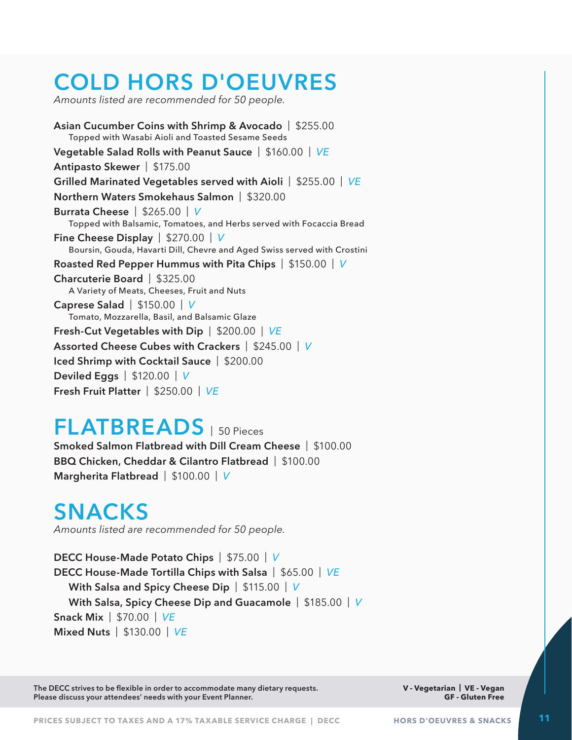# COLD HORS D'OEUVRES

*Amounts listed are recommended for 50 people.*

**Asian Cucumber Coins with Shrimp & Avocado** | $255.00
Topped with Wasabi Aioli and Toasted Sesame Seeds

**Vegetable Salad Rolls with Peanut Sauce** | $160.00 | *VE*

**Antipasto Skewer** | $175.00

**Grilled Marinated Vegetables served with Aioli** | $255.00 | *VE*

**Northern Waters Smokehaus Salmon** | $320.00

**Burrata Cheese** | $265.00 | *V*
Topped with Balsamic, Tomatoes, and Herbs served with Focaccia Bread

**Fine Cheese Display** | $270.00 | *V*
Boursin, Gouda, Havarti Dill, Chevre and Aged Swiss served with Crostini

**Roasted Red Pepper Hummus with Pita Chips** | $150.00 | *V*

**Charcuterie Board** | $325.00
A Variety of Meats, Cheeses, Fruit and Nuts

**Caprese Salad** | $150.00 | *V*
Tomato, Mozzarella, Basil, and Balsamic Glaze

**Fresh-Cut Vegetables with Dip** | $200.00 | *VE*

**Assorted Cheese Cubes with Crackers** | $245.00 | *V*

**Iced Shrimp with Cocktail Sauce** | $200.00

**Deviled Eggs** | $120.00 | *V*

**Fresh Fruit Platter** | $250.00 | *VE*

# FLATBREADS | 50 Pieces

**Smoked Salmon Flatbread with Dill Cream Cheese** | $100.00

**BBQ Chicken, Cheddar & Cilantro Flatbread** | $100.00

**Margherita Flatbread** | $100.00 | *V*

# SNACKS

*Amounts listed are recommended for 50 people.*

**DECC House-Made Potato Chips** | $75.00 | *V*

**DECC House-Made Tortilla Chips with Salsa** | $65.00 | *VE*

- **With Salsa and Spicy Cheese Dip** | $115.00 | *V*
- **With Salsa, Spicy Cheese Dip and Guacamole** | $185.00 | *V*

**Snack Mix** | $70.00 | *VE*

**Mixed Nuts** | $130.00 | *VE*

**The DECC strives to be flexible in order to accommodate many dietary requests. Please discuss your attendees' needs with your Event Planner.**

**V - Vegetarian | VE - Vegan**
**GF - Gluten Free**

PRICES SUBJECT TO TAXES AND A 17% TAXABLE SERVICE CHARGE | DECC